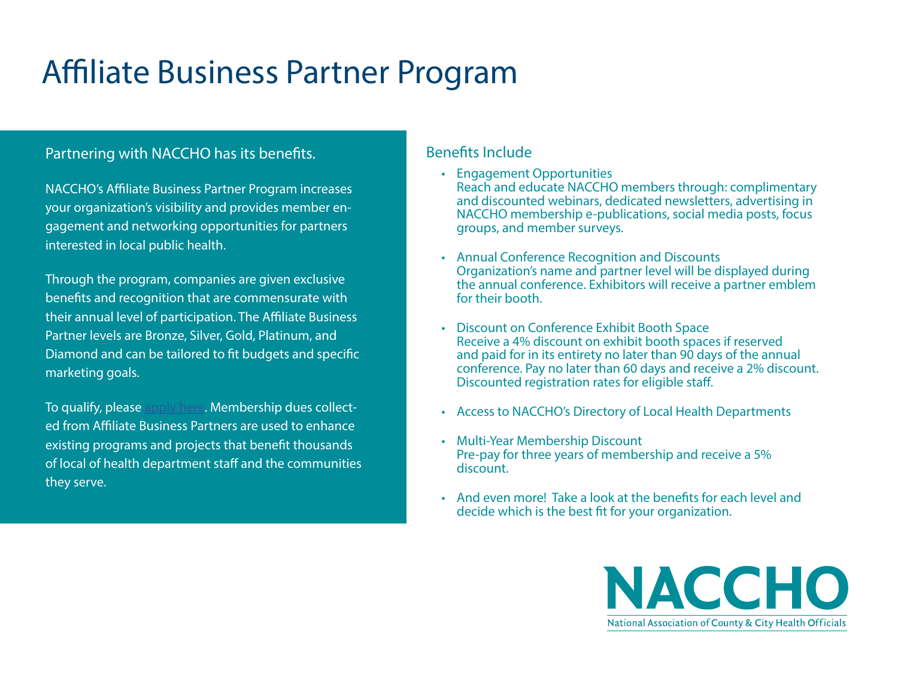# Affiliate Business Partner Program

## Partnering with NACCHO has its benefits.

NACCHO's Affiliate Business Partner Program increases your organization's visibility and provides member engagement and networking opportunities for partners interested in local public health.

Through the program, companies are given exclusive benefits and recognition that are commensurate with their annual level of participation. The Affiliate Business Partner levels are Bronze, Silver, Gold, Platinum, and Diamond and can be tailored to fit budgets and specific marketing goals.

To qualify, please apply here. Membership dues collected from Affiliate Business Partners are used to enhance existing programs and projects that benefit thousands of local of health department staff and the communities they serve.

## Benefits Include

- Engagement Opportunities
  Reach and educate NACCHO members through: complimentary and discounted webinars, dedicated newsletters, advertising in NACCHO membership e-publications, social media posts, focus groups, and member surveys.
- Annual Conference Recognition and Discounts
  Organization's name and partner level will be displayed during the annual conference. Exhibitors will receive a partner emblem for their booth.
- Discount on Conference Exhibit Booth Space
  Receive a 4% discount on exhibit booth spaces if reserved and paid for in its entirety no later than 90 days of the annual conference. Pay no later than 60 days and receive a 2% discount. Discounted registration rates for eligible staff.
- Access to NACCHO's Directory of Local Health Departments
- Multi-Year Membership Discount
  Pre-pay for three years of membership and receive a 5% discount.
- And even more! Take a look at the benefits for each level and decide which is the best fit for your organization.

NACCHO

National Association of County & City Health Officials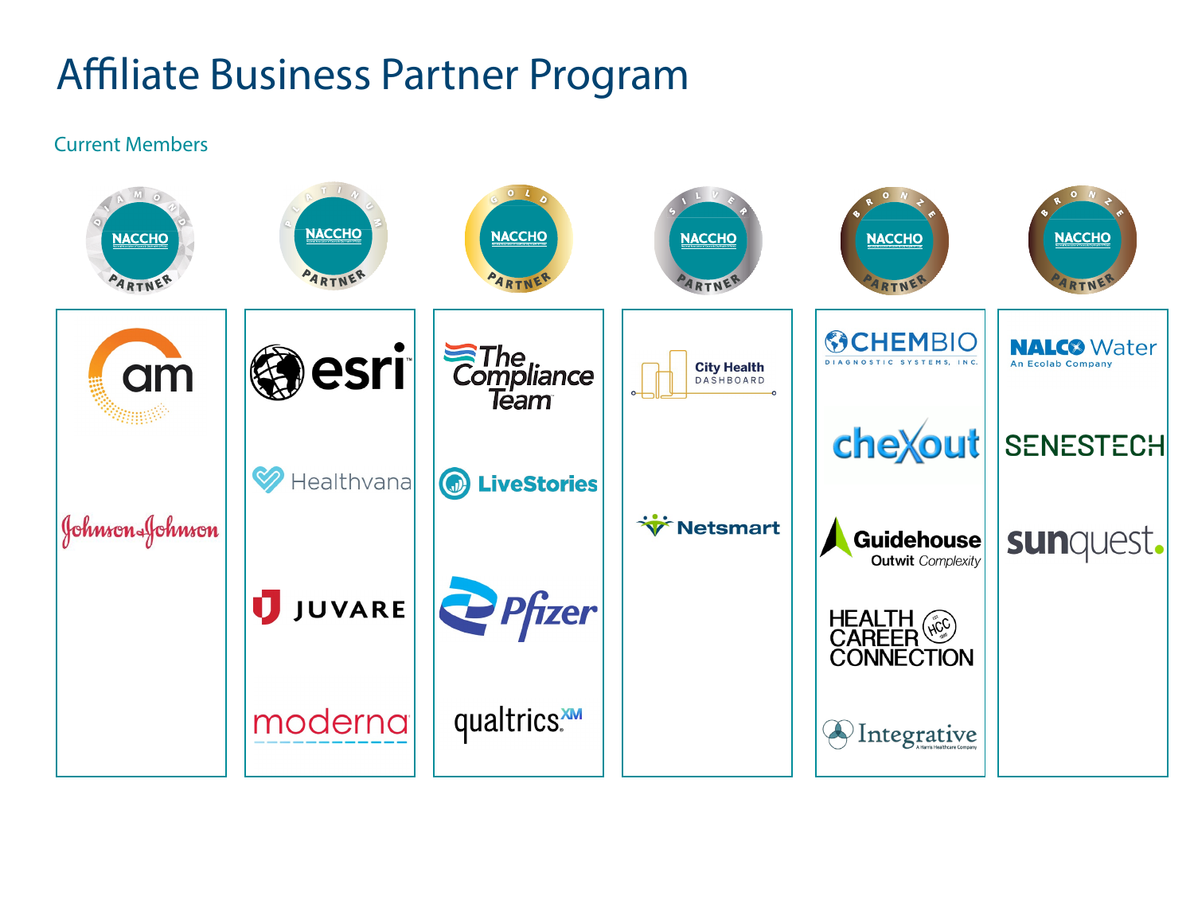# Affiliate Business Partner Program

## Current Members

| DIAMOND | PLATINUM | GOLD | SILVER | BRONZE | BRONZE |
|---|---|---|---|---|---|
| am | esri | The Compliance Team | City Health Dashboard | CHEMBIO Diagnostic Systems, Inc. | NALCO Water An Ecolab Company |
| Johnson & Johnson | Healthvana | LiveStories | Netsmart | chexout | SENESTECH |
| | JUVARE | Pfizer | | Guidehouse Outwit Complexity | sunquest |
| | moderna | qualtrics XM | | Health Career Connection | |
| | | | | Integrative A Harris Healthcare Company | |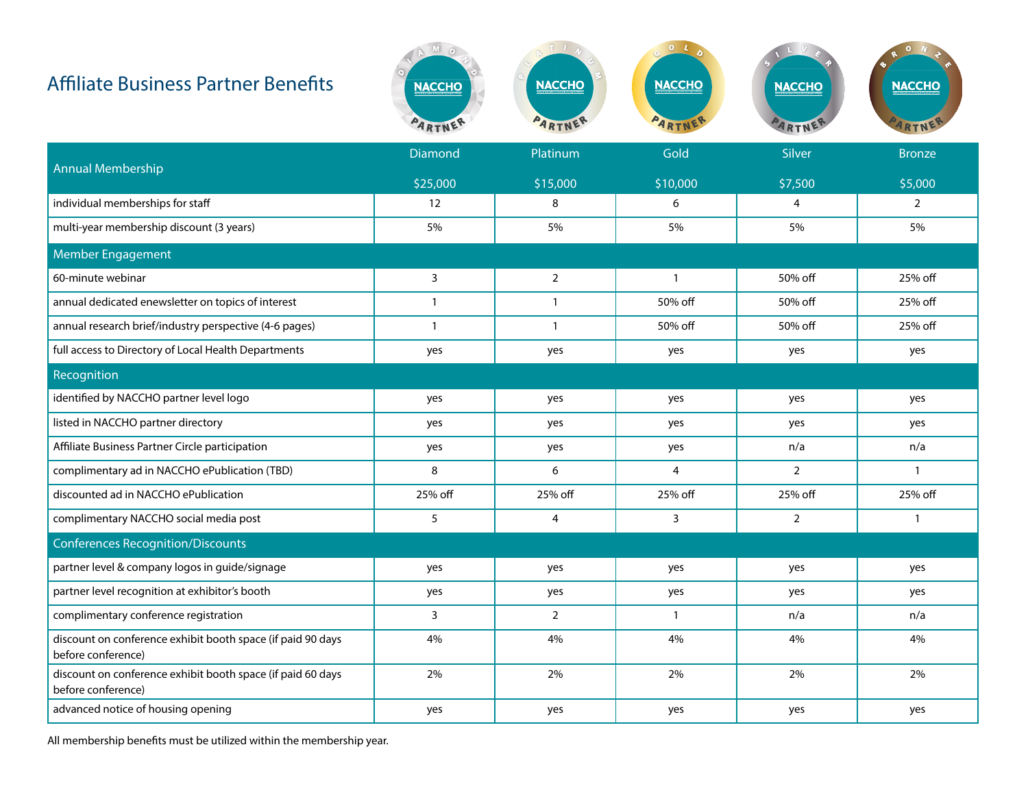# Affiliate Business Partner Benefits

| Annual Membership | Diamond $25,000 | Platinum $15,000 | Gold $10,000 | Silver $7,500 | Bronze $5,000 |
|---|---|---|---|---|---|
| individual memberships for staff | 12 | 8 | 6 | 4 | 2 |
| multi-year membership discount (3 years) | 5% | 5% | 5% | 5% | 5% |
| **Member Engagement** | | | | | |
| 60-minute webinar | 3 | 2 | 1 | 50% off | 25% off |
| annual dedicated enewsletter on topics of interest | 1 | 1 | 50% off | 50% off | 25% off |
| annual research brief/industry perspective (4-6 pages) | 1 | 1 | 50% off | 50% off | 25% off |
| full access to Directory of Local Health Departments | yes | yes | yes | yes | yes |
| **Recognition** | | | | | |
| identified by NACCHO partner level logo | yes | yes | yes | yes | yes |
| listed in NACCHO partner directory | yes | yes | yes | yes | yes |
| Affiliate Business Partner Circle participation | yes | yes | yes | n/a | n/a |
| complimentary ad in NACCHO ePublication (TBD) | 8 | 6 | 4 | 2 | 1 |
| discounted ad in NACCHO ePublication | 25% off | 25% off | 25% off | 25% off | 25% off |
| complimentary NACCHO social media post | 5 | 4 | 3 | 2 | 1 |
| **Conferences Recognition/Discounts** | | | | | |
| partner level & company logos in guide/signage | yes | yes | yes | yes | yes |
| partner level recognition at exhibitor's booth | yes | yes | yes | yes | yes |
| complimentary conference registration | 3 | 2 | 1 | n/a | n/a |
| discount on conference exhibit booth space (if paid 90 days before conference) | 4% | 4% | 4% | 4% | 4% |
| discount on conference exhibit booth space (if paid 60 days before conference) | 2% | 2% | 2% | 2% | 2% |
| advanced notice of housing opening | yes | yes | yes | yes | yes |

All membership benefits must be utilized within the membership year.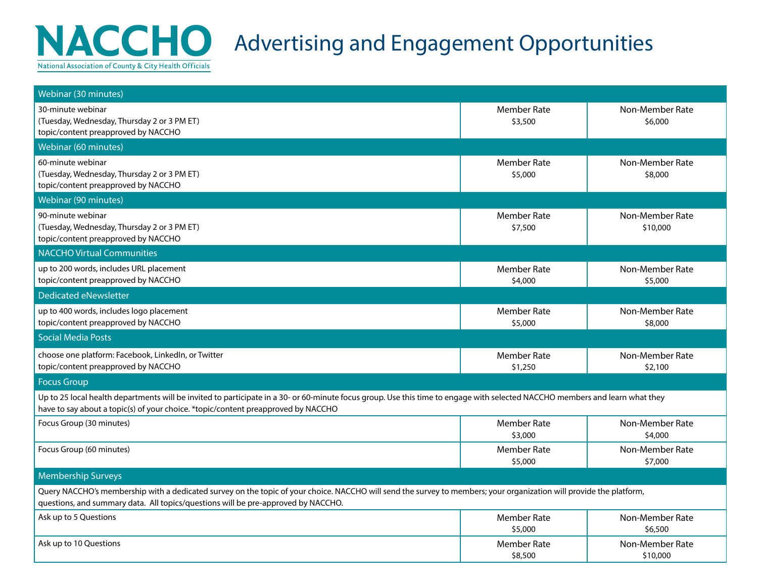# NACCHO

National Association of County & City Health Officials

## Advertising and Engagement Opportunities

| | | |
|---|---|---|
| **Webinar (30 minutes)** | | |
| 30-minute webinar<br>(Tuesday, Wednesday, Thursday 2 or 3 PM ET)<br>topic/content preapproved by NACCHO | Member Rate<br>$3,500 | Non-Member Rate<br>$6,000 |
| **Webinar (60 minutes)** | | |
| 60-minute webinar<br>(Tuesday, Wednesday, Thursday 2 or 3 PM ET)<br>topic/content preapproved by NACCHO | Member Rate<br>$5,000 | Non-Member Rate<br>$8,000 |
| **Webinar (90 minutes)** | | |
| 90-minute webinar<br>(Tuesday, Wednesday, Thursday 2 or 3 PM ET)<br>topic/content preapproved by NACCHO | Member Rate<br>$7,500 | Non-Member Rate<br>$10,000 |
| **NACCHO Virtual Communities** | | |
| up to 200 words, includes URL placement<br>topic/content preapproved by NACCHO | Member Rate<br>$4,000 | Non-Member Rate<br>$5,000 |
| **Dedicated eNewsletter** | | |
| up to 400 words, includes logo placement<br>topic/content preapproved by NACCHO | Member Rate<br>$5,000 | Non-Member Rate<br>$8,000 |
| **Social Media Posts** | | |
| choose one platform: Facebook, LinkedIn, or Twitter<br>topic/content preapproved by NACCHO | Member Rate<br>$1,250 | Non-Member Rate<br>$2,100 |
| **Focus Group** | | |
| Up to 25 local health departments will be invited to participate in a 30- or 60-minute focus group. Use this time to engage with selected NACCHO members and learn what they have to say about a topic(s) of your choice. *topic/content preapproved by NACCHO | | |
| Focus Group (30 minutes) | Member Rate<br>$3,000 | Non-Member Rate<br>$4,000 |
| Focus Group (60 minutes) | Member Rate<br>$5,000 | Non-Member Rate<br>$7,000 |
| **Membership Surveys** | | |
| Query NACCHO's membership with a dedicated survey on the topic of your choice. NACCHO will send the survey to members; your organization will provide the platform, questions, and summary data. All topics/questions will be pre-approved by NACCHO. | | |
| Ask up to 5 Questions | Member Rate<br>$5,000 | Non-Member Rate<br>$6,500 |
| Ask up to 10 Questions | Member Rate<br>$8,500 | Non-Member Rate<br>$10,000 |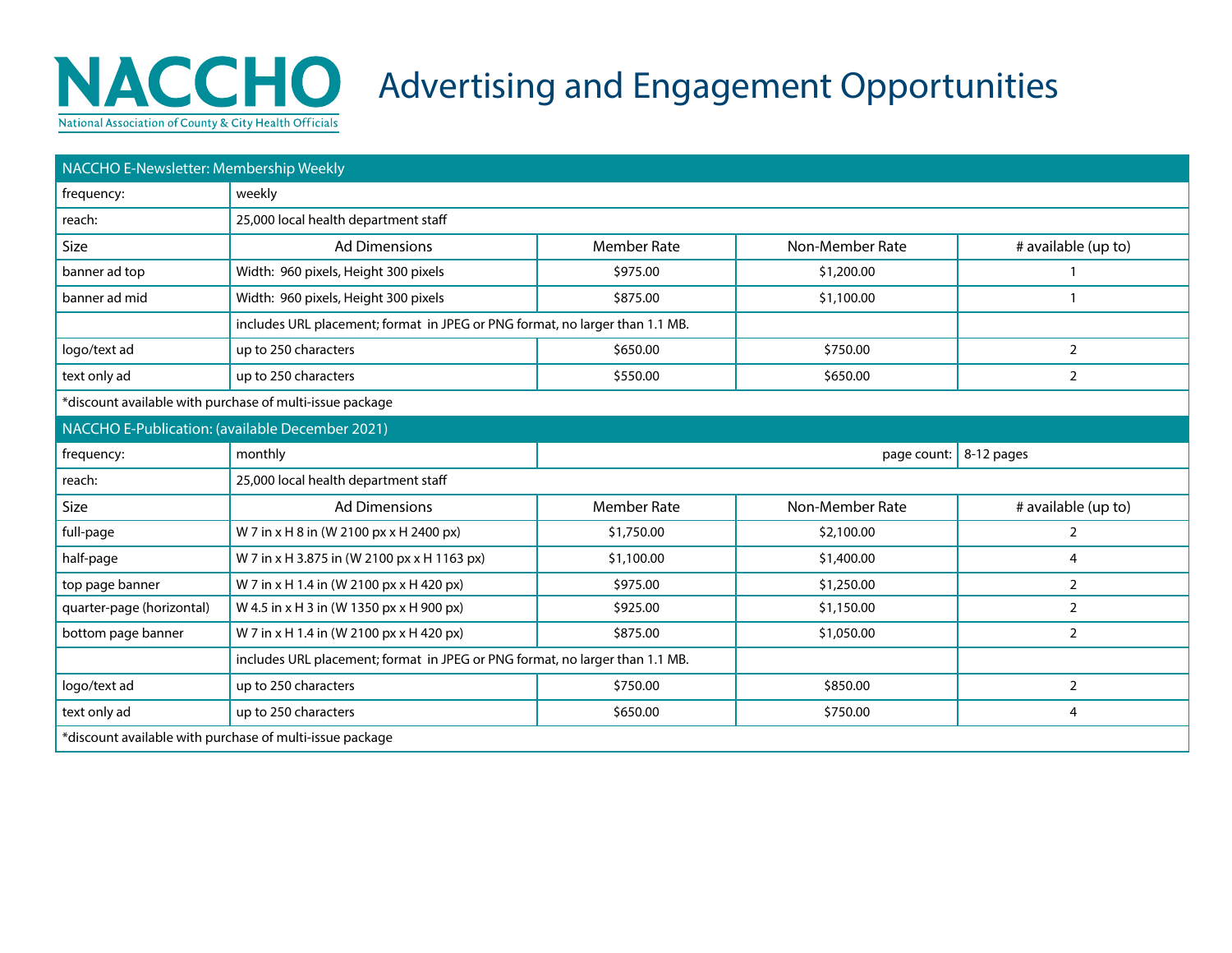# NACCHO

National Association of County & City Health Officials

# Advertising and Engagement Opportunities

| NACCHO E-Newsletter: Membership Weekly | | | | |
|---|---|---|---|---|
| frequency: | weekly | | | |
| reach: | 25,000 local health department staff | | | |
| Size | Ad Dimensions | Member Rate | Non-Member Rate | # available (up to) |
| banner ad top | Width: 960 pixels, Height 300 pixels | $975.00 | $1,200.00 | 1 |
| banner ad mid | Width: 960 pixels, Height 300 pixels | $875.00 | $1,100.00 | 1 |
| | includes URL placement; format in JPEG or PNG format, no larger than 1.1 MB. | | | |
| logo/text ad | up to 250 characters | $650.00 | $750.00 | 2 |
| text only ad | up to 250 characters | $550.00 | $650.00 | 2 |
| *discount available with purchase of multi-issue package | | | | |

| NACCHO E-Publication: (available December 2021) | | | | |
|---|---|---|---|---|
| frequency: | monthly | | page count: | 8-12 pages |
| reach: | 25,000 local health department staff | | | |
| Size | Ad Dimensions | Member Rate | Non-Member Rate | # available (up to) |
| full-page | W 7 in x H 8 in (W 2100 px x H 2400 px) | $1,750.00 | $2,100.00 | 2 |
| half-page | W 7 in x H 3.875 in (W 2100 px x H 1163 px) | $1,100.00 | $1,400.00 | 4 |
| top page banner | W 7 in x H 1.4 in (W 2100 px x H 420 px) | $975.00 | $1,250.00 | 2 |
| quarter-page (horizontal) | W 4.5 in x H 3 in (W 1350 px x H 900 px) | $925.00 | $1,150.00 | 2 |
| bottom page banner | W 7 in x H 1.4 in (W 2100 px x H 420 px) | $875.00 | $1,050.00 | 2 |
| | includes URL placement; format in JPEG or PNG format, no larger than 1.1 MB. | | | |
| logo/text ad | up to 250 characters | $750.00 | $850.00 | 2 |
| text only ad | up to 250 characters | $650.00 | $750.00 | 4 |
| *discount available with purchase of multi-issue package | | | | |